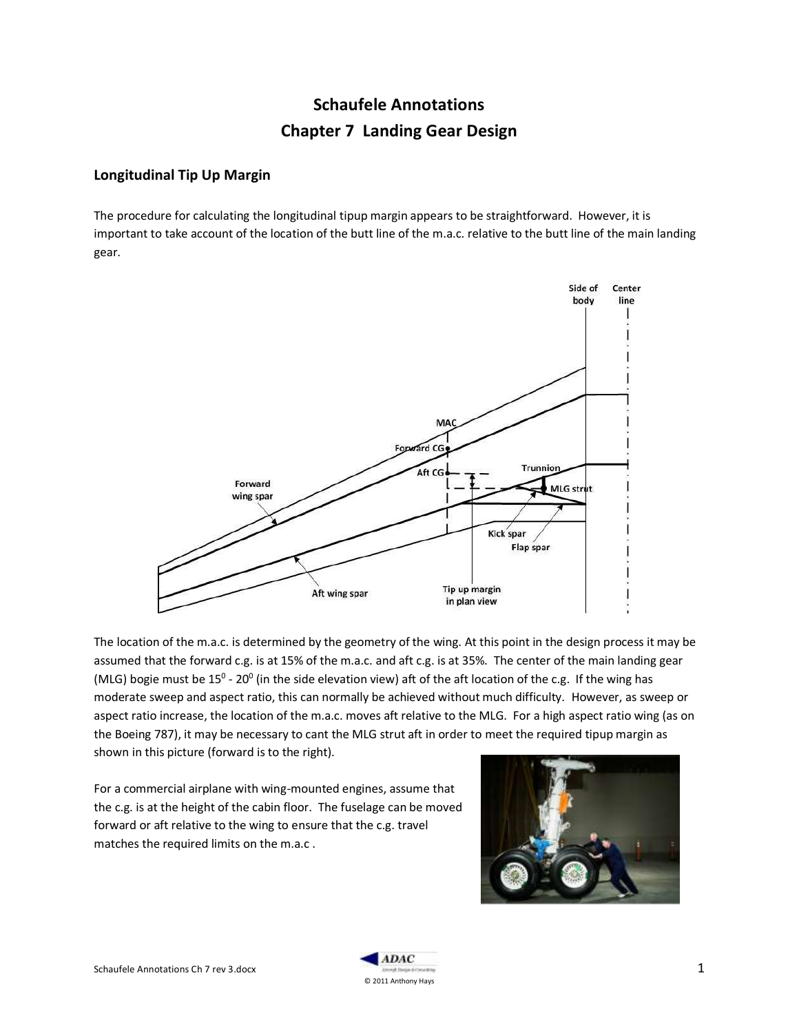# Schaufele Annotations
# Chapter 7 Landing Gear Design

## Longitudinal Tip Up Margin

The procedure for calculating the longitudinal tipup margin appears to be straightforward. However, it is important to take account of the location of the butt line of the m.a.c. relative to the butt line of the main landing gear.

The location of the m.a.c. is determined by the geometry of the wing. At this point in the design process it may be assumed that the forward c.g. is at 15% of the m.a.c. and aft c.g. is at 35%. The center of the main landing gear (MLG) bogie must be $15^0$ - $20^0$ (in the side elevation view) aft of the aft location of the c.g. If the wing has moderate sweep and aspect ratio, this can normally be achieved without much difficulty. However, as sweep or aspect ratio increase, the location of the m.a.c. moves aft relative to the MLG. For a high aspect ratio wing (as on the Boeing 787), it may be necessary to cant the MLG strut aft in order to meet the required tipup margin as shown in this picture (forward is to the right).

For a commercial airplane with wing-mounted engines, assume that the c.g. is at the height of the cabin floor. The fuselage can be moved forward or aft relative to the wing to ensure that the c.g. travel matches the required limits on the m.a.c .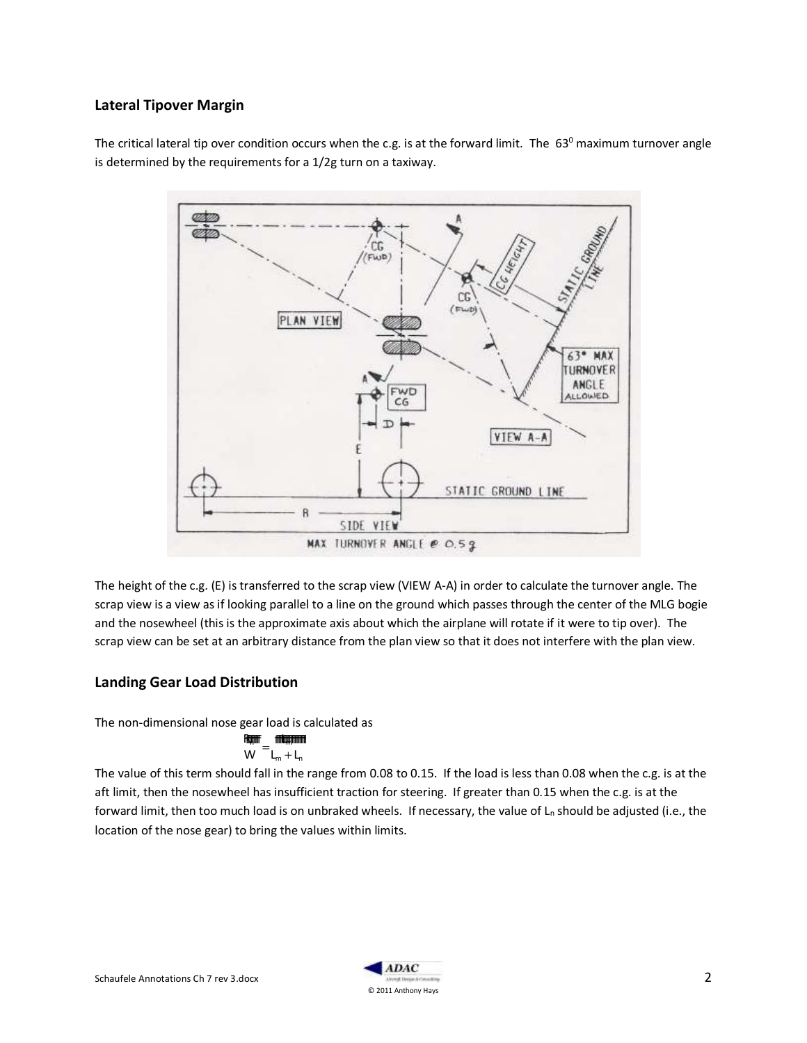## Lateral Tipover Margin

The critical lateral tip over condition occurs when the c.g. is at the forward limit. The $63^0$ maximum turnover angle is determined by the requirements for a 1/2g turn on a taxiway.

The height of the c.g. (E) is transferred to the scrap view (VIEW A-A) in order to calculate the turnover angle. The scrap view is a view as if looking parallel to a line on the ground which passes through the center of the MLG bogie and the nosewheel (this is the approximate axis about which the airplane will rotate if it were to tip over). The scrap view can be set at an arbitrary distance from the plan view so that it does not interfere with the plan view.

## Landing Gear Load Distribution

The non-dimensional nose gear load is calculated as

$$\frac{P_n}{W} = \frac{L_m}{L_m + L_n}$$

The value of this term should fall in the range from 0.08 to 0.15. If the load is less than 0.08 when the c.g. is at the aft limit, then the nosewheel has insufficient traction for steering. If greater than 0.15 when the c.g. is at the forward limit, then too much load is on unbraked wheels. If necessary, the value of $L_n$ should be adjusted (i.e., the location of the nose gear) to bring the values within limits.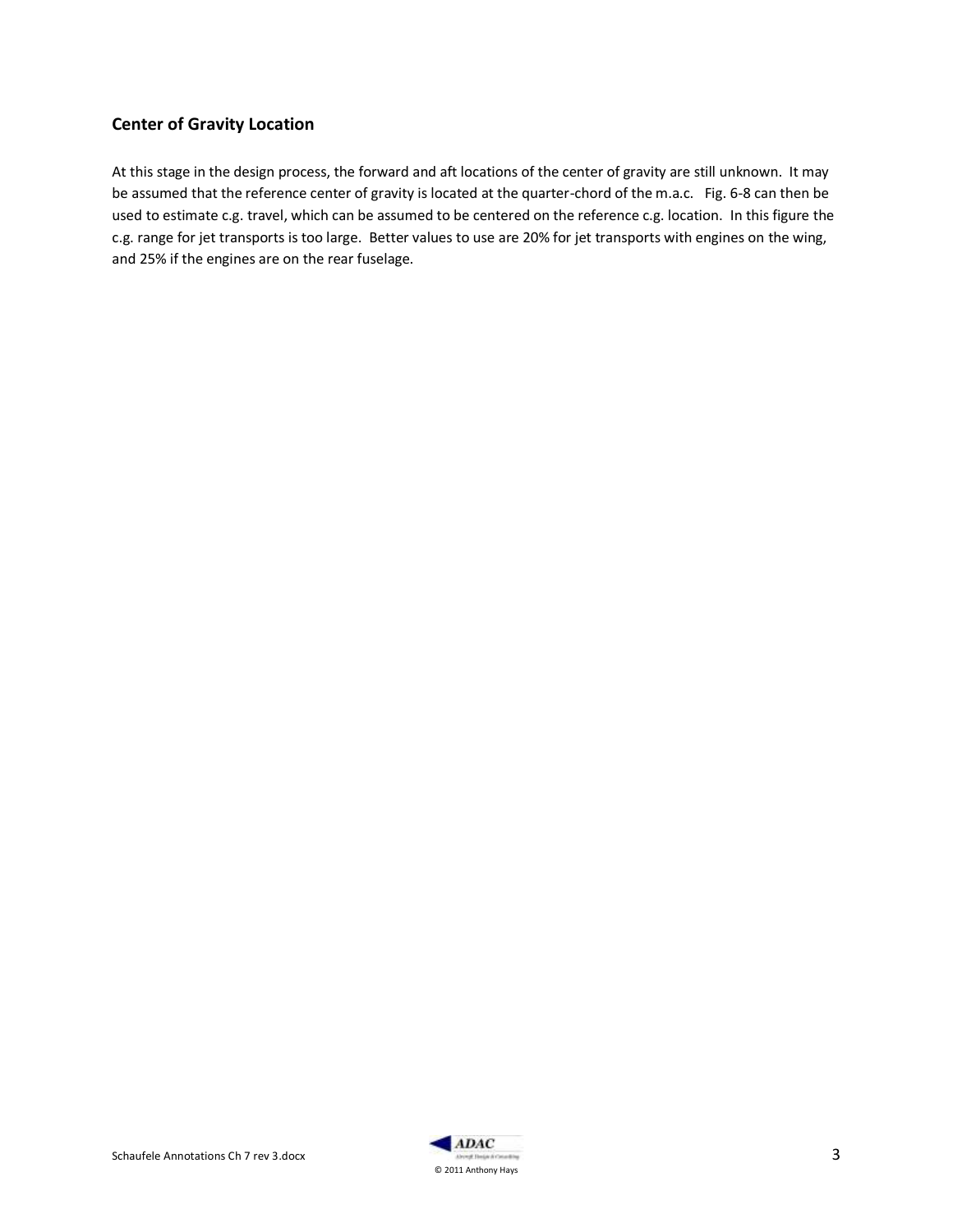## Center of Gravity Location

At this stage in the design process, the forward and aft locations of the center of gravity are still unknown. It may be assumed that the reference center of gravity is located at the quarter-chord of the m.a.c. Fig. 6-8 can then be used to estimate c.g. travel, which can be assumed to be centered on the reference c.g. location. In this figure the c.g. range for jet transports is too large. Better values to use are 20% for jet transports with engines on the wing, and 25% if the engines are on the rear fuselage.